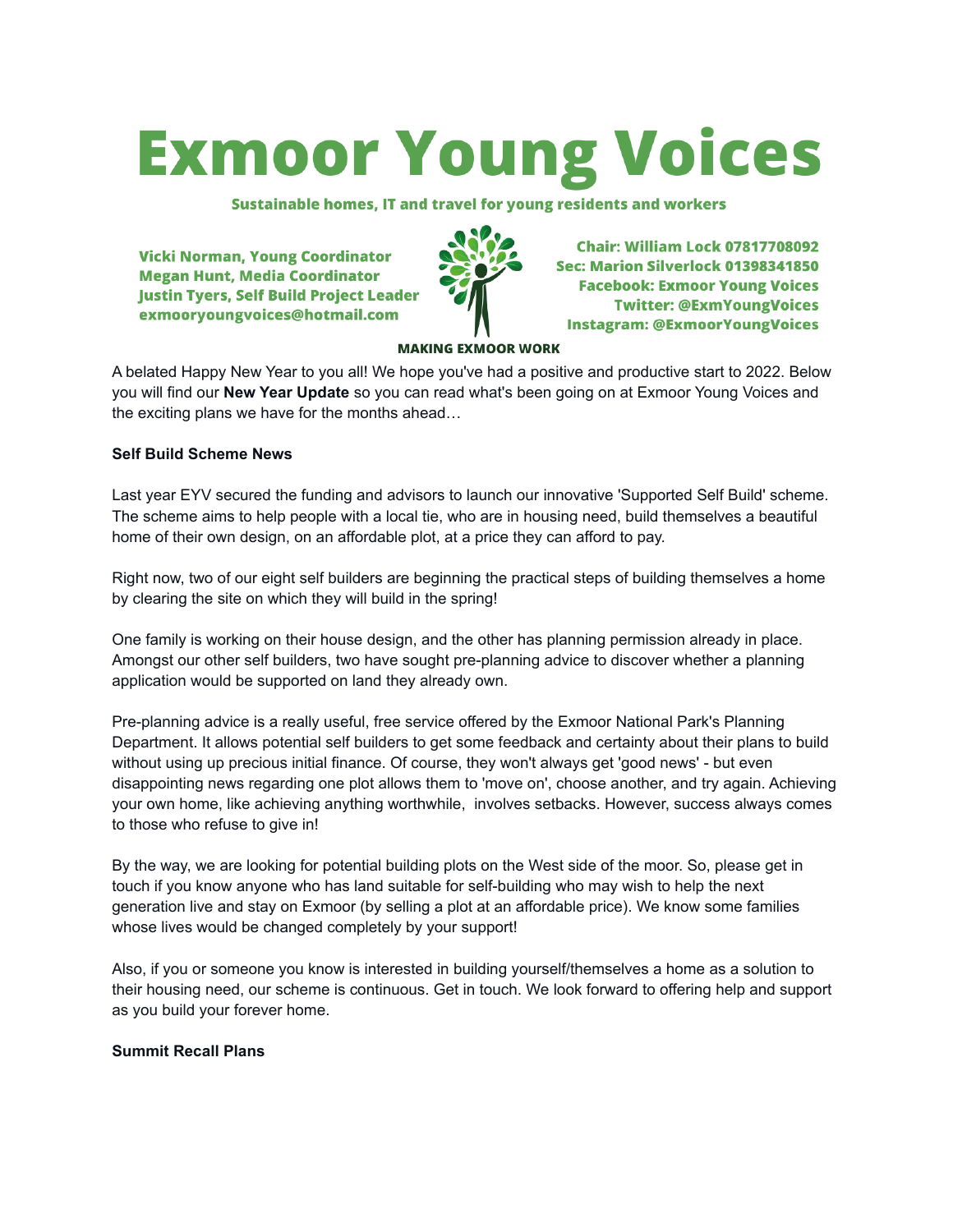# Exmoor Young Voices

**Sustainable homes, IT and travel for young residents and workers**

**Vicki Norman, Young Coordinator**
**Megan Hunt, Media Coordinator**
**Justin Tyers, Self Build Project Leader**
**exmooryoungvoices@hotmail.com**

**Chair: William Lock 07817708092**
**Sec: Marion Silverlock 01398341850**
**Facebook: Exmoor Young Voices**
**Twitter: @ExmYoungVoices**
**Instagram: @ExmoorYoungVoices**

**MAKING EXMOOR WORK**

A belated Happy New Year to you all! We hope you've had a positive and productive start to 2022. Below you will find our **New Year Update** so you can read what's been going on at Exmoor Young Voices and the exciting plans we have for the months ahead…

**Self Build Scheme News**

Last year EYV secured the funding and advisors to launch our innovative 'Supported Self Build' scheme. The scheme aims to help people with a local tie, who are in housing need, build themselves a beautiful home of their own design, on an affordable plot, at a price they can afford to pay.

Right now, two of our eight self builders are beginning the practical steps of building themselves a home by clearing the site on which they will build in the spring!

One family is working on their house design, and the other has planning permission already in place. Amongst our other self builders, two have sought pre-planning advice to discover whether a planning application would be supported on land they already own.

Pre-planning advice is a really useful, free service offered by the Exmoor National Park's Planning Department. It allows potential self builders to get some feedback and certainty about their plans to build without using up precious initial finance. Of course, they won't always get 'good news' - but even disappointing news regarding one plot allows them to 'move on', choose another, and try again. Achieving your own home, like achieving anything worthwhile, involves setbacks. However, success always comes to those who refuse to give in!

By the way, we are looking for potential building plots on the West side of the moor. So, please get in touch if you know anyone who has land suitable for self-building who may wish to help the next generation live and stay on Exmoor (by selling a plot at an affordable price). We know some families whose lives would be changed completely by your support!

Also, if you or someone you know is interested in building yourself/themselves a home as a solution to their housing need, our scheme is continuous. Get in touch. We look forward to offering help and support as you build your forever home.

**Summit Recall Plans**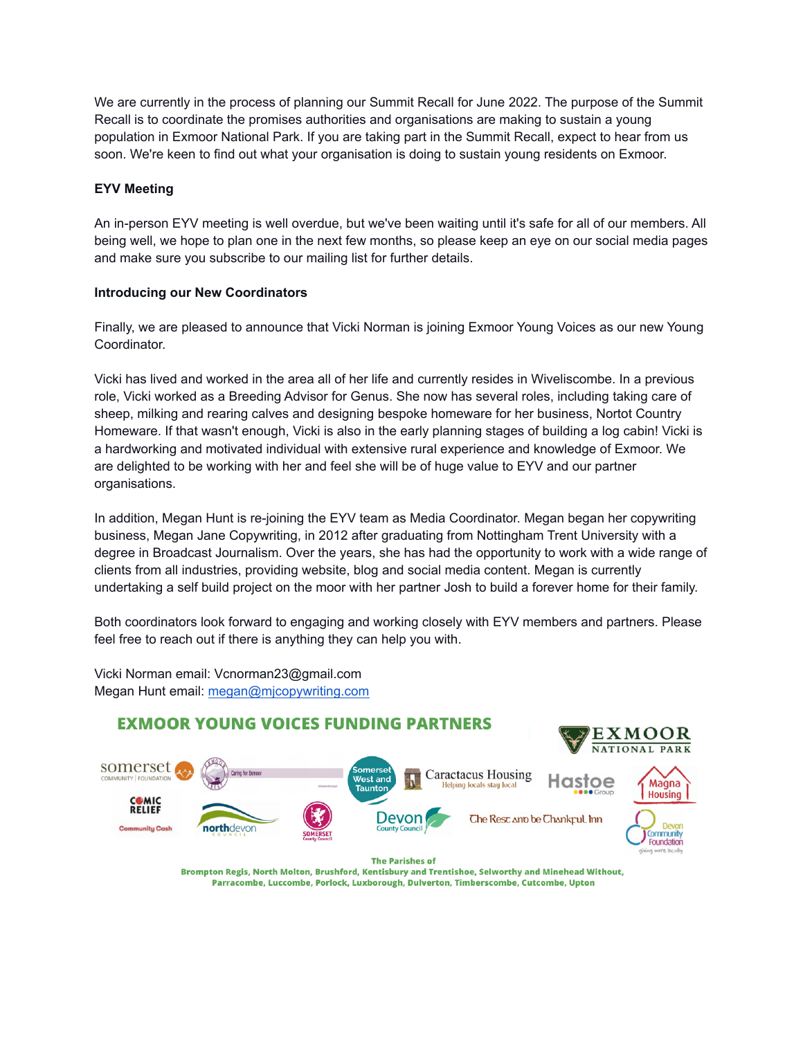We are currently in the process of planning our Summit Recall for June 2022. The purpose of the Summit Recall is to coordinate the promises authorities and organisations are making to sustain a young population in Exmoor National Park. If you are taking part in the Summit Recall, expect to hear from us soon. We're keen to find out what your organisation is doing to sustain young residents on Exmoor.

**EYV Meeting**

An in-person EYV meeting is well overdue, but we've been waiting until it's safe for all of our members. All being well, we hope to plan one in the next few months, so please keep an eye on our social media pages and make sure you subscribe to our mailing list for further details.

**Introducing our New Coordinators**

Finally, we are pleased to announce that Vicki Norman is joining Exmoor Young Voices as our new Young Coordinator.

Vicki has lived and worked in the area all of her life and currently resides in Wiveliscombe. In a previous role, Vicki worked as a Breeding Advisor for Genus. She now has several roles, including taking care of sheep, milking and rearing calves and designing bespoke homeware for her business, Nortot Country Homeware. If that wasn't enough, Vicki is also in the early planning stages of building a log cabin! Vicki is a hardworking and motivated individual with extensive rural experience and knowledge of Exmoor. We are delighted to be working with her and feel she will be of huge value to EYV and our partner organisations.

In addition, Megan Hunt is re-joining the EYV team as Media Coordinator. Megan began her copywriting business, Megan Jane Copywriting, in 2012 after graduating from Nottingham Trent University with a degree in Broadcast Journalism. Over the years, she has had the opportunity to work with a wide range of clients from all industries, providing website, blog and social media content. Megan is currently undertaking a self build project on the moor with her partner Josh to build a forever home for their family.

Both coordinators look forward to engaging and working closely with EYV members and partners. Please feel free to reach out if there is anything they can help you with.

Vicki Norman email: Vcnorman23@gmail.com
Megan Hunt email: megan@mjcopywriting.com

**EXMOOR YOUNG VOICES FUNDING PARTNERS**

Exmoor National Park
Somerset Community Foundation
Caring for Exmoor
Somerset West and Taunton
Caractacus Housing – Helping locals stay local
Hastoe Group
Magna Housing
Comic Relief Community Cash
North Devon Council
Somerset County Council
Devon County Council
The Rest and be Thankful Inn
Devon Community Foundation – giving more locally

**The Parishes of**
**Brompton Regis, North Molton, Brushford, Kentisbury and Trentishoe, Selworthy and Minehead Without, Parracombe, Luccombe, Porlock, Luxborough, Dulverton, Timberscombe, Cutcombe, Upton**